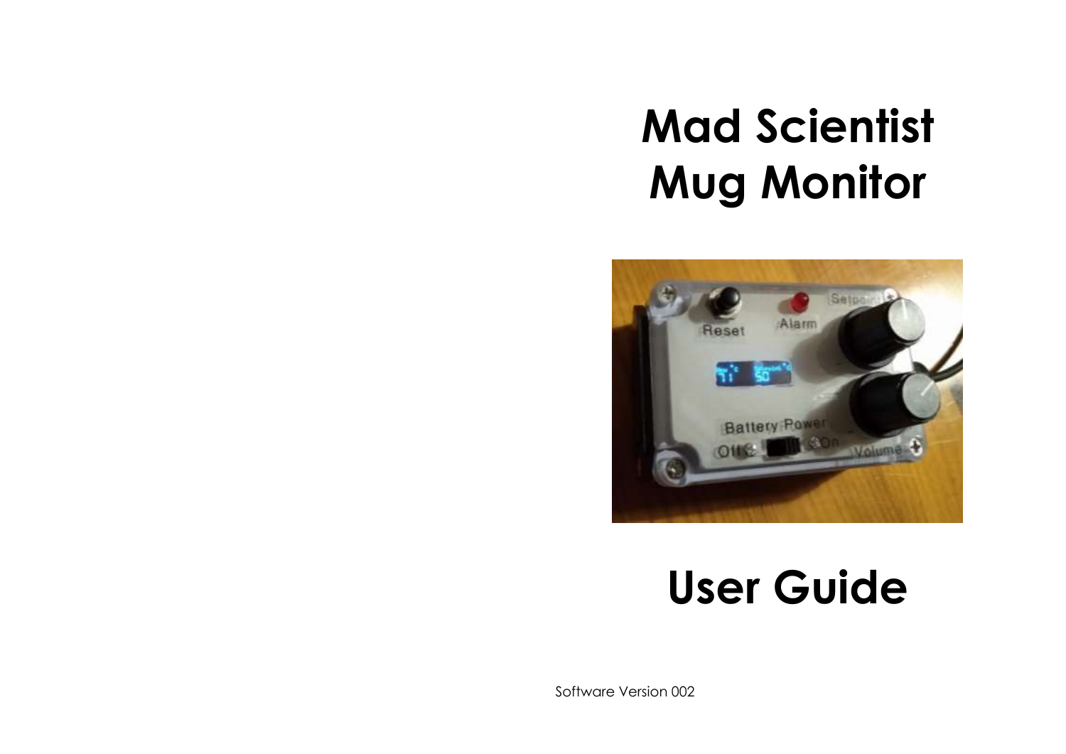# Mad Scientist Mug Monitor

# User Guide

Software Version 002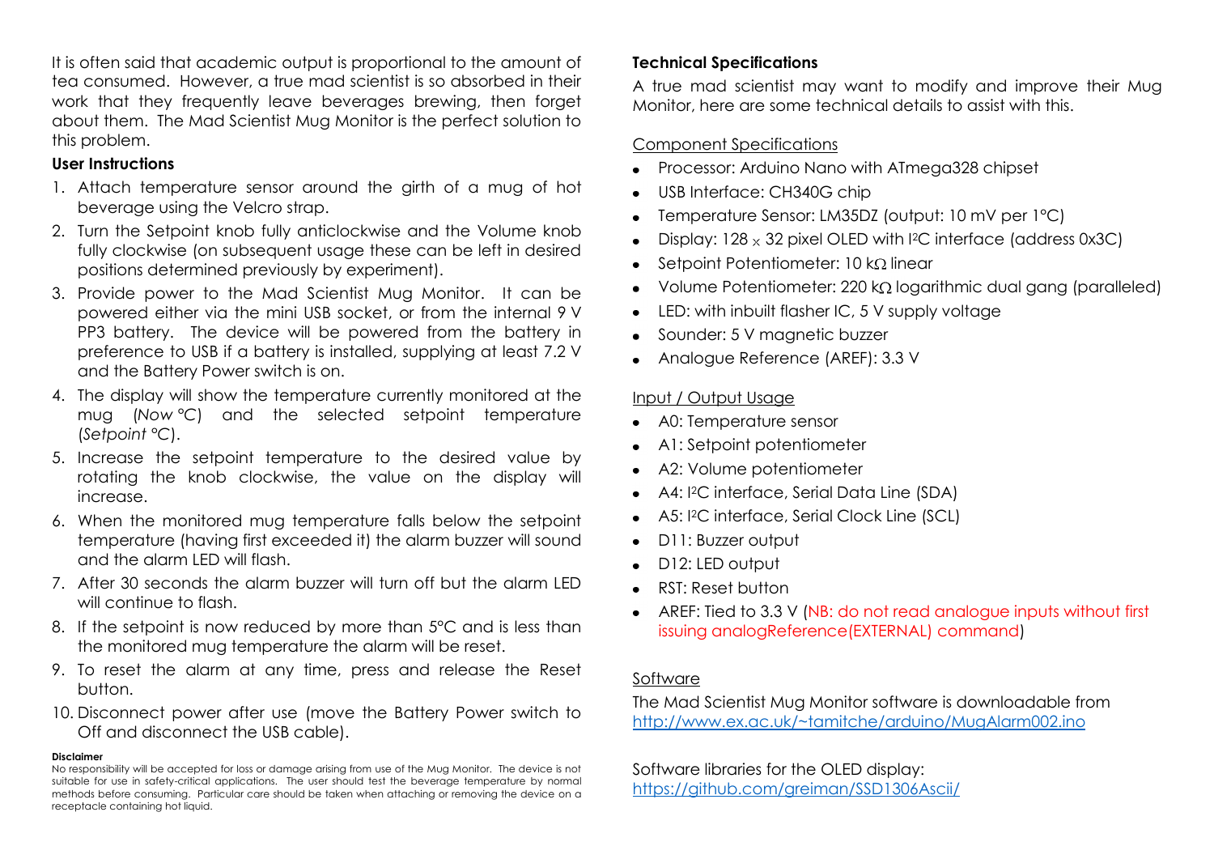It is often said that academic output is proportional to the amount of tea consumed. However, a true mad scientist is so absorbed in their work that they frequently leave beverages brewing, then forget about them. The Mad Scientist Mug Monitor is the perfect solution to this problem.

**User Instructions**

1. Attach temperature sensor around the girth of a mug of hot beverage using the Velcro strap.
2. Turn the Setpoint knob fully anticlockwise and the Volume knob fully clockwise (on subsequent usage these can be left in desired positions determined previously by experiment).
3. Provide power to the Mad Scientist Mug Monitor. It can be powered either via the mini USB socket, or from the internal 9 V PP3 battery. The device will be powered from the battery in preference to USB if a battery is installed, supplying at least 7.2 V and the Battery Power switch is on.
4. The display will show the temperature currently monitored at the mug (*Now °C*) and the selected setpoint temperature (*Setpoint °C*).
5. Increase the setpoint temperature to the desired value by rotating the knob clockwise, the value on the display will increase.
6. When the monitored mug temperature falls below the setpoint temperature (having first exceeded it) the alarm buzzer will sound and the alarm LED will flash.
7. After 30 seconds the alarm buzzer will turn off but the alarm LED will continue to flash.
8. If the setpoint is now reduced by more than 5°C and is less than the monitored mug temperature the alarm will be reset.
9. To reset the alarm at any time, press and release the Reset button.
10. Disconnect power after use (move the Battery Power switch to Off and disconnect the USB cable).

**Disclaimer**

No responsibility will be accepted for loss or damage arising from use of the Mug Monitor. The device is not suitable for use in safety-critical applications. The user should test the beverage temperature by normal methods before consuming. Particular care should be taken when attaching or removing the device on a receptacle containing hot liquid.

**Technical Specifications**

A true mad scientist may want to modify and improve their Mug Monitor, here are some technical details to assist with this.

Component Specifications

- Processor: Arduino Nano with ATmega328 chipset
- USB Interface: CH340G chip
- Temperature Sensor: LM35DZ (output: 10 mV per 1°C)
- Display: 128 × 32 pixel OLED with I²C interface (address 0x3C)
- Setpoint Potentiometer: 10 kΩ linear
- Volume Potentiometer: 220 kΩ logarithmic dual gang (paralleled)
- LED: with inbuilt flasher IC, 5 V supply voltage
- Sounder: 5 V magnetic buzzer
- Analogue Reference (AREF): 3.3 V

Input / Output Usage

- A0: Temperature sensor
- A1: Setpoint potentiometer
- A2: Volume potentiometer
- A4: I²C interface, Serial Data Line (SDA)
- A5: I²C interface, Serial Clock Line (SCL)
- D11: Buzzer output
- D12: LED output
- RST: Reset button
- AREF: Tied to 3.3 V (NB: do not read analogue inputs without first issuing analogReference(EXTERNAL) command)

Software

The Mad Scientist Mug Monitor software is downloadable from http://www.ex.ac.uk/~tamitche/arduino/MugAlarm002.ino

Software libraries for the OLED display:
https://github.com/greiman/SSD1306Ascii/